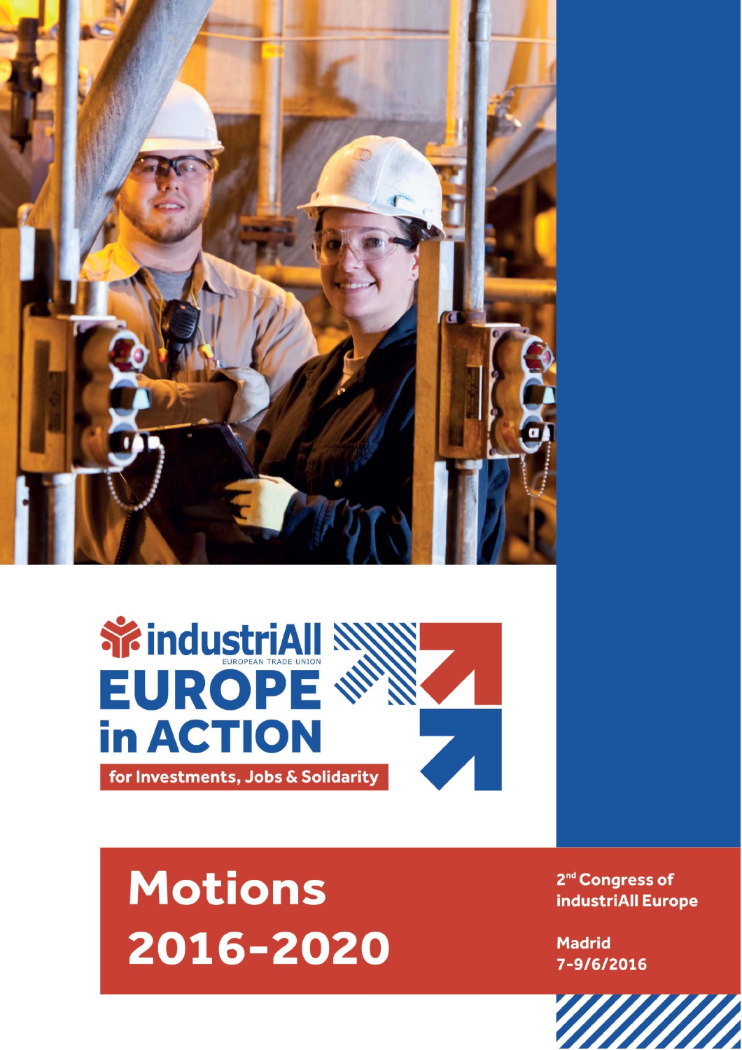industriAll
EUROPEAN TRADE UNION

# EUROPE in ACTION

for Investments, Jobs & Solidarity

# Motions 2016-2020

2nd Congress of industriAll Europe

Madrid
7-9/6/2016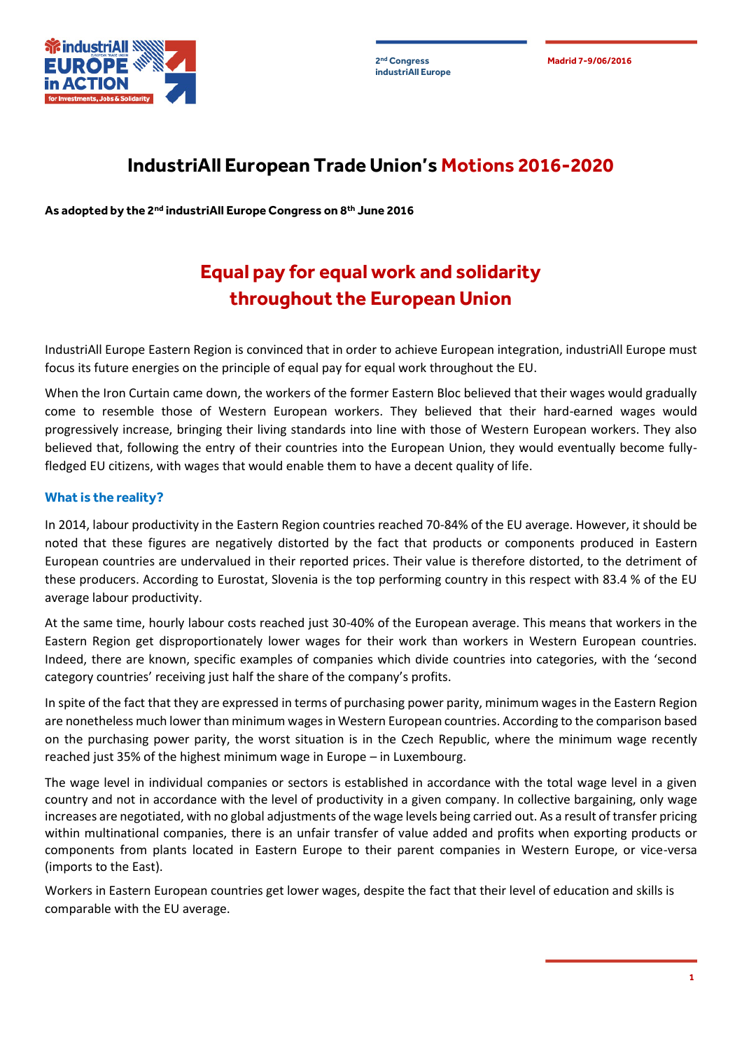# IndustriAll European Trade Union's Motions 2016-2020

**As adopted by the 2nd industriAll Europe Congress on 8th June 2016**

## Equal pay for equal work and solidarity throughout the European Union

IndustriAll Europe Eastern Region is convinced that in order to achieve European integration, industriAll Europe must focus its future energies on the principle of equal pay for equal work throughout the EU.

When the Iron Curtain came down, the workers of the former Eastern Bloc believed that their wages would gradually come to resemble those of Western European workers. They believed that their hard-earned wages would progressively increase, bringing their living standards into line with those of Western European workers. They also believed that, following the entry of their countries into the European Union, they would eventually become fully-fledged EU citizens, with wages that would enable them to have a decent quality of life.

### What is the reality?

In 2014, labour productivity in the Eastern Region countries reached 70-84% of the EU average. However, it should be noted that these figures are negatively distorted by the fact that products or components produced in Eastern European countries are undervalued in their reported prices. Their value is therefore distorted, to the detriment of these producers. According to Eurostat, Slovenia is the top performing country in this respect with 83.4 % of the EU average labour productivity.

At the same time, hourly labour costs reached just 30-40% of the European average. This means that workers in the Eastern Region get disproportionately lower wages for their work than workers in Western European countries. Indeed, there are known, specific examples of companies which divide countries into categories, with the 'second category countries' receiving just half the share of the company's profits.

In spite of the fact that they are expressed in terms of purchasing power parity, minimum wages in the Eastern Region are nonetheless much lower than minimum wages in Western European countries. According to the comparison based on the purchasing power parity, the worst situation is in the Czech Republic, where the minimum wage recently reached just 35% of the highest minimum wage in Europe – in Luxembourg.

The wage level in individual companies or sectors is established in accordance with the total wage level in a given country and not in accordance with the level of productivity in a given company. In collective bargaining, only wage increases are negotiated, with no global adjustments of the wage levels being carried out. As a result of transfer pricing within multinational companies, there is an unfair transfer of value added and profits when exporting products or components from plants located in Eastern Europe to their parent companies in Western Europe, or vice-versa (imports to the East).

Workers in Eastern European countries get lower wages, despite the fact that their level of education and skills is comparable with the EU average.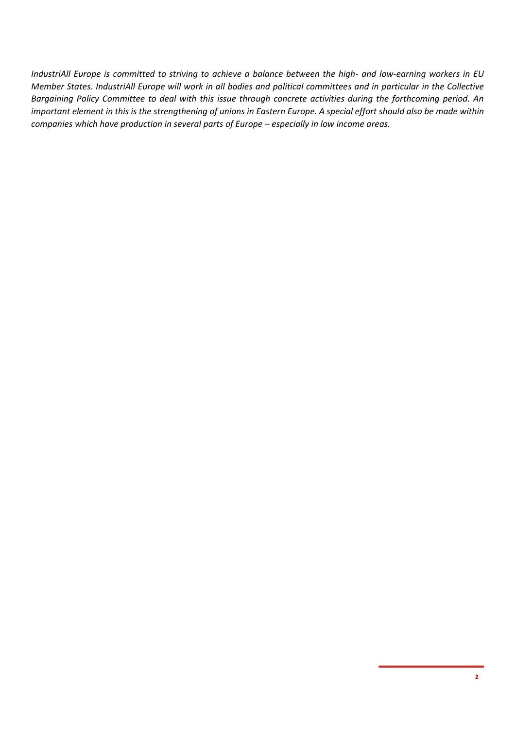*IndustriAll Europe is committed to striving to achieve a balance between the high- and low-earning workers in EU Member States. IndustriAll Europe will work in all bodies and political committees and in particular in the Collective Bargaining Policy Committee to deal with this issue through concrete activities during the forthcoming period. An important element in this is the strengthening of unions in Eastern Europe. A special effort should also be made within companies which have production in several parts of Europe – especially in low income areas.*